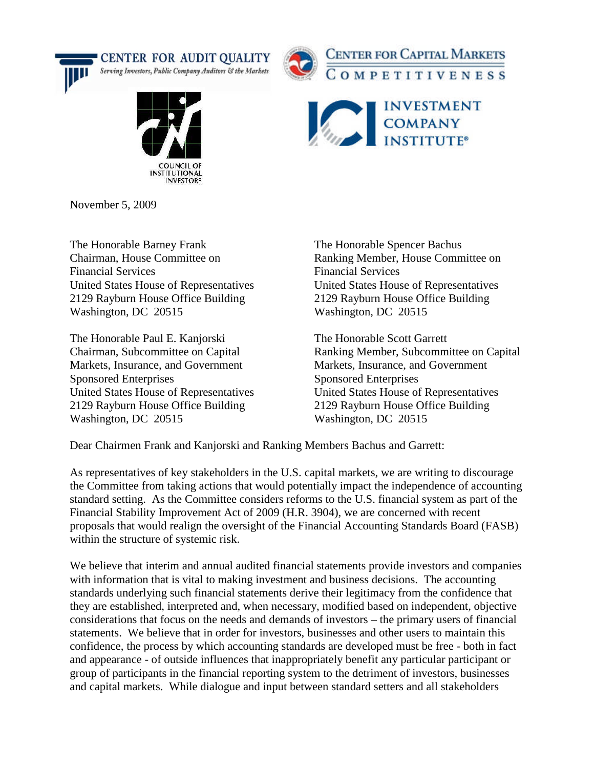CENTER FOR AUDIT QUALITY
*Serving Investors, Public Company Auditors & the Markets*

CENTER FOR CAPITAL MARKETS COMPETITIVENESS

COUNCIL OF INSTITUTIONAL INVESTORS

INVESTMENT COMPANY INSTITUTE®

November 5, 2009

The Honorable Barney Frank
Chairman, House Committee on Financial Services
United States House of Representatives
2129 Rayburn House Office Building
Washington, DC 20515

The Honorable Spencer Bachus
Ranking Member, House Committee on Financial Services
United States House of Representatives
2129 Rayburn House Office Building
Washington, DC 20515

The Honorable Paul E. Kanjorski
Chairman, Subcommittee on Capital Markets, Insurance, and Government Sponsored Enterprises
United States House of Representatives
2129 Rayburn House Office Building
Washington, DC 20515

The Honorable Scott Garrett
Ranking Member, Subcommittee on Capital Markets, Insurance, and Government Sponsored Enterprises
United States House of Representatives
2129 Rayburn House Office Building
Washington, DC 20515

Dear Chairmen Frank and Kanjorski and Ranking Members Bachus and Garrett:

As representatives of key stakeholders in the U.S. capital markets, we are writing to discourage the Committee from taking actions that would potentially impact the independence of accounting standard setting. As the Committee considers reforms to the U.S. financial system as part of the Financial Stability Improvement Act of 2009 (H.R. 3904), we are concerned with recent proposals that would realign the oversight of the Financial Accounting Standards Board (FASB) within the structure of systemic risk.

We believe that interim and annual audited financial statements provide investors and companies with information that is vital to making investment and business decisions. The accounting standards underlying such financial statements derive their legitimacy from the confidence that they are established, interpreted and, when necessary, modified based on independent, objective considerations that focus on the needs and demands of investors – the primary users of financial statements. We believe that in order for investors, businesses and other users to maintain this confidence, the process by which accounting standards are developed must be free - both in fact and appearance - of outside influences that inappropriately benefit any particular participant or group of participants in the financial reporting system to the detriment of investors, businesses and capital markets. While dialogue and input between standard setters and all stakeholders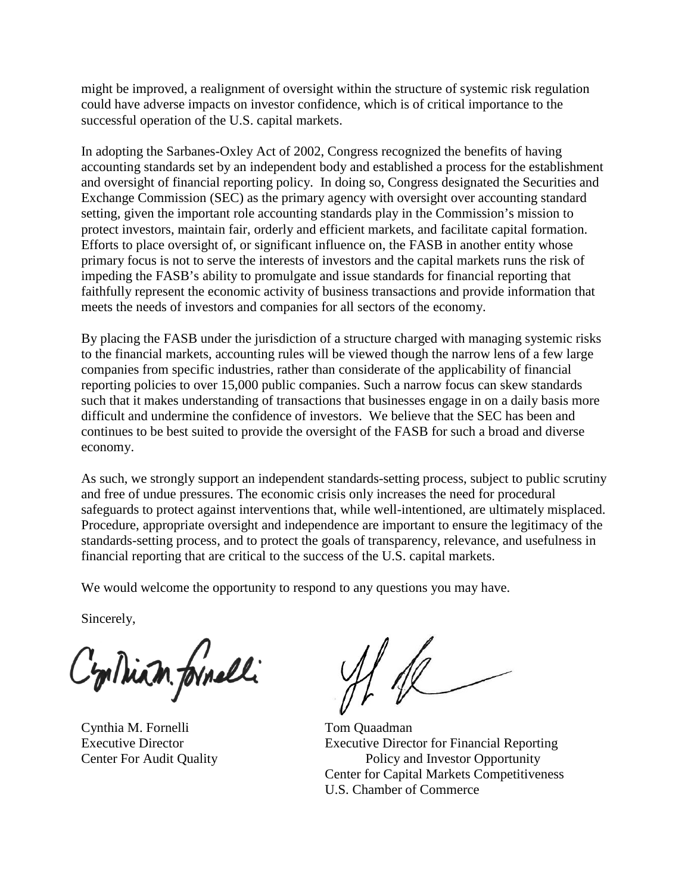might be improved, a realignment of oversight within the structure of systemic risk regulation could have adverse impacts on investor confidence, which is of critical importance to the successful operation of the U.S. capital markets.

In adopting the Sarbanes-Oxley Act of 2002, Congress recognized the benefits of having accounting standards set by an independent body and established a process for the establishment and oversight of financial reporting policy. In doing so, Congress designated the Securities and Exchange Commission (SEC) as the primary agency with oversight over accounting standard setting, given the important role accounting standards play in the Commission's mission to protect investors, maintain fair, orderly and efficient markets, and facilitate capital formation. Efforts to place oversight of, or significant influence on, the FASB in another entity whose primary focus is not to serve the interests of investors and the capital markets runs the risk of impeding the FASB's ability to promulgate and issue standards for financial reporting that faithfully represent the economic activity of business transactions and provide information that meets the needs of investors and companies for all sectors of the economy.

By placing the FASB under the jurisdiction of a structure charged with managing systemic risks to the financial markets, accounting rules will be viewed though the narrow lens of a few large companies from specific industries, rather than considerate of the applicability of financial reporting policies to over 15,000 public companies. Such a narrow focus can skew standards such that it makes understanding of transactions that businesses engage in on a daily basis more difficult and undermine the confidence of investors. We believe that the SEC has been and continues to be best suited to provide the oversight of the FASB for such a broad and diverse economy.

As such, we strongly support an independent standards-setting process, subject to public scrutiny and free of undue pressures. The economic crisis only increases the need for procedural safeguards to protect against interventions that, while well-intentioned, are ultimately misplaced. Procedure, appropriate oversight and independence are important to ensure the legitimacy of the standards-setting process, and to protect the goals of transparency, relevance, and usefulness in financial reporting that are critical to the success of the U.S. capital markets.

We would welcome the opportunity to respond to any questions you may have.

Sincerely,

Cynthia M. Fornelli
Executive Director
Center For Audit Quality

Tom Quaadman
Executive Director for Financial Reporting Policy and Investor Opportunity
Center for Capital Markets Competitiveness
U.S. Chamber of Commerce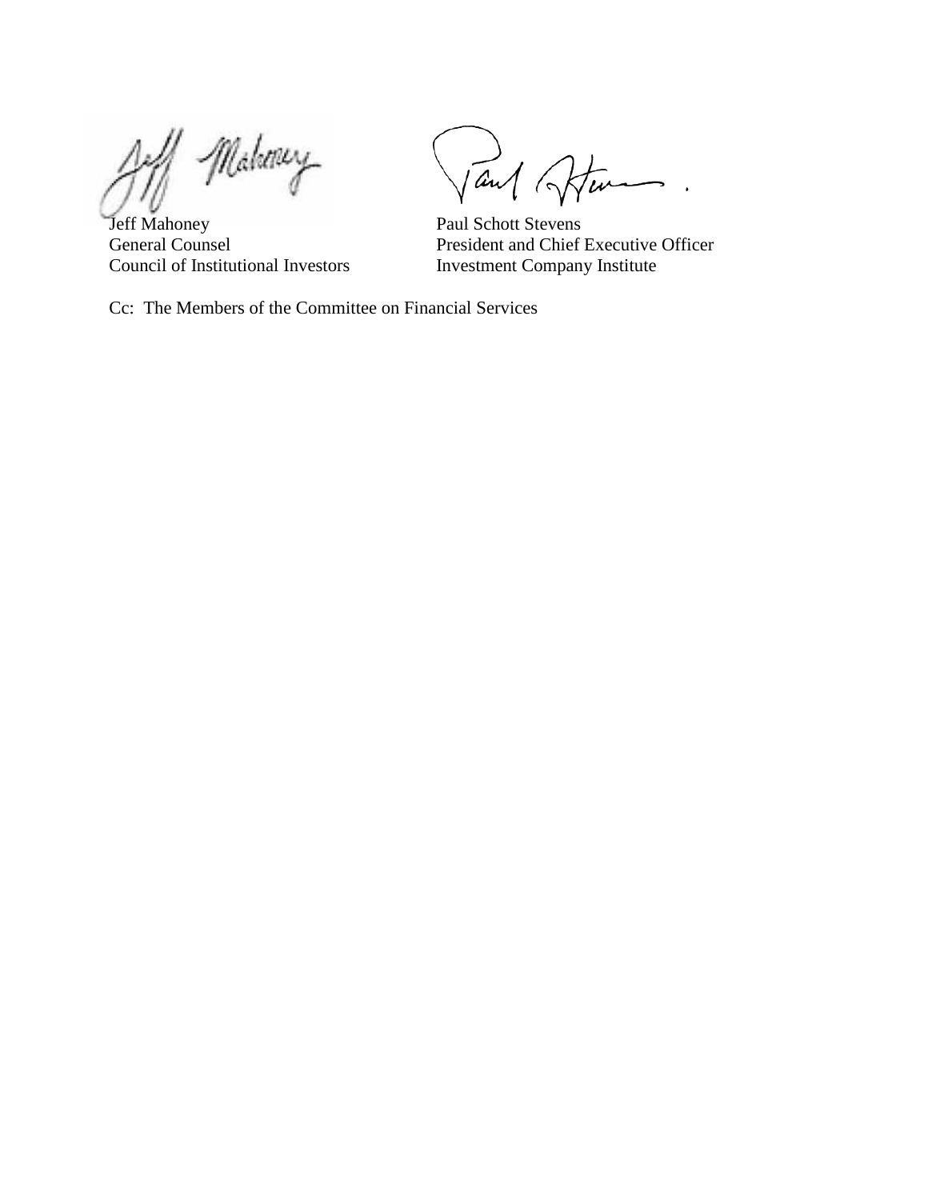Jeff Mahoney
General Counsel
Council of Institutional Investors

Paul Schott Stevens
President and Chief Executive Officer
Investment Company Institute

Cc: The Members of the Committee on Financial Services